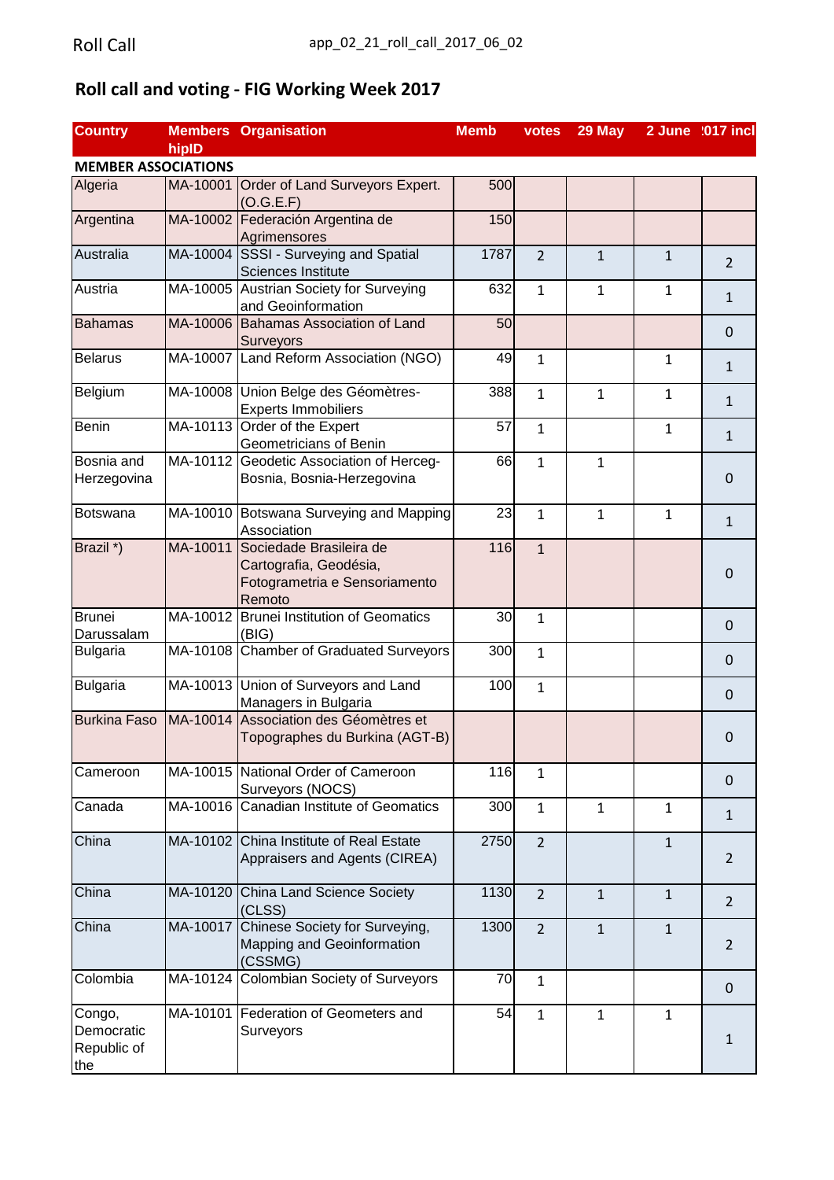Roll Call app_02_21_roll_call_2017_06_02

# Roll call and voting - FIG Working Week 2017

| Country | MembershipID | Organisation | Memb | votes | 29 May | 2 June | 2017 incl |
|---|---|---|---|---|---|---|---|
| **MEMBER ASSOCIATIONS** | | | | | | | |
| Algeria | MA-10001 | Order of Land Surveyors Expert. (O.G.E.F) | 500 | | | | |
| Argentina | MA-10002 | Federación Argentina de Agrimensores | 150 | | | | |
| Australia | MA-10004 | SSSI - Surveying and Spatial Sciences Institute | 1787 | 2 | 1 | 1 | 2 |
| Austria | MA-10005 | Austrian Society for Surveying and Geoinformation | 632 | 1 | 1 | 1 | 1 |
| Bahamas | MA-10006 | Bahamas Association of Land Surveyors | 50 | | | | 0 |
| Belarus | MA-10007 | Land Reform Association (NGO) | 49 | 1 | | 1 | 1 |
| Belgium | MA-10008 | Union Belge des Géomètres-Experts Immobiliers | 388 | 1 | 1 | 1 | 1 |
| Benin | MA-10113 | Order of the Expert Geometricians of Benin | 57 | 1 | | 1 | 1 |
| Bosnia and Herzegovina | MA-10112 | Geodetic Association of Herceg-Bosnia, Bosnia-Herzegovina | 66 | 1 | 1 | | 0 |
| Botswana | MA-10010 | Botswana Surveying and Mapping Association | 23 | 1 | 1 | 1 | 1 |
| Brazil *) | MA-10011 | Sociedade Brasileira de Cartografia, Geodésia, Fotogrametria e Sensoriamento Remoto | 116 | 1 | | | 0 |
| Brunei Darussalam | MA-10012 | Brunei Institution of Geomatics (BIG) | 30 | 1 | | | 0 |
| Bulgaria | MA-10108 | Chamber of Graduated Surveyors | 300 | 1 | | | 0 |
| Bulgaria | MA-10013 | Union of Surveyors and Land Managers in Bulgaria | 100 | 1 | | | 0 |
| Burkina Faso | MA-10014 | Association des Géomètres et Topographes du Burkina (AGT-B) | | | | | 0 |
| Cameroon | MA-10015 | National Order of Cameroon Surveyors (NOCS) | 116 | 1 | | | 0 |
| Canada | MA-10016 | Canadian Institute of Geomatics | 300 | 1 | 1 | 1 | 1 |
| China | MA-10102 | China Institute of Real Estate Appraisers and Agents (CIREA) | 2750 | 2 | | 1 | 2 |
| China | MA-10120 | China Land Science Society (CLSS) | 1130 | 2 | 1 | 1 | 2 |
| China | MA-10017 | Chinese Society for Surveying, Mapping and Geoinformation (CSSMG) | 1300 | 2 | 1 | 1 | 2 |
| Colombia | MA-10124 | Colombian Society of Surveyors | 70 | 1 | | | 0 |
| Congo, Democratic Republic of the | MA-10101 | Federation of Geometers and Surveyors | 54 | 1 | 1 | 1 | 1 |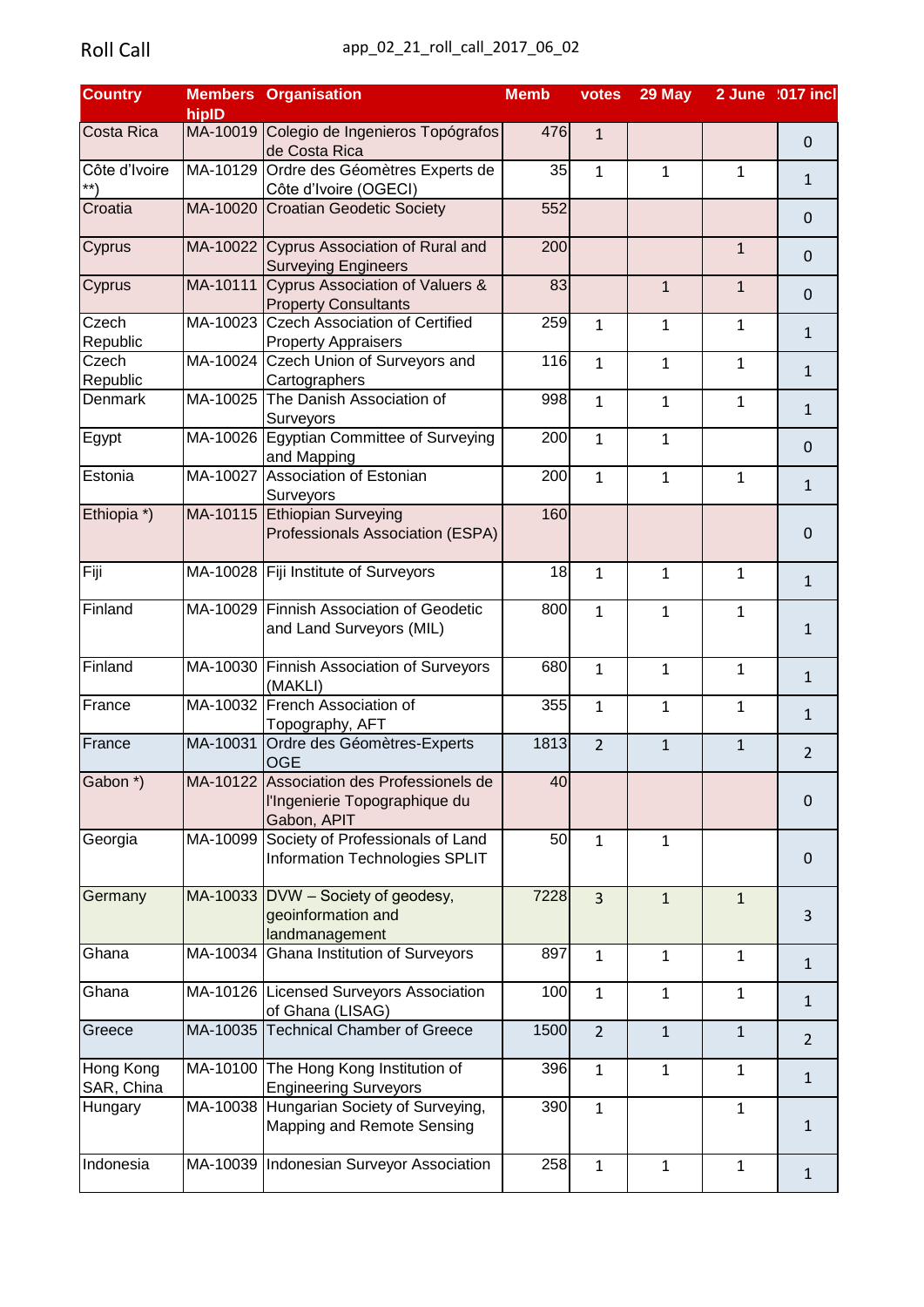Roll Call

| Country | MembershipID | Organisation | Memb | votes | 29 May | 2 June | 2017 incl |
|---|---|---|---|---|---|---|---|
| Costa Rica | MA-10019 | Colegio de Ingenieros Topógrafos de Costa Rica | 476 | 1 | | | 0 |
| Côte d'Ivoire **) | MA-10129 | Ordre des Géomètres Experts de Côte d'Ivoire (OGECI) | 35 | 1 | 1 | 1 | 1 |
| Croatia | MA-10020 | Croatian Geodetic Society | 552 | | | | 0 |
| Cyprus | MA-10022 | Cyprus Association of Rural and Surveying Engineers | 200 | | | 1 | 0 |
| Cyprus | MA-10111 | Cyprus Association of Valuers & Property Consultants | 83 | | 1 | 1 | 0 |
| Czech Republic | MA-10023 | Czech Association of Certified Property Appraisers | 259 | 1 | 1 | 1 | 1 |
| Czech Republic | MA-10024 | Czech Union of Surveyors and Cartographers | 116 | 1 | 1 | 1 | 1 |
| Denmark | MA-10025 | The Danish Association of Surveyors | 998 | 1 | 1 | 1 | 1 |
| Egypt | MA-10026 | Egyptian Committee of Surveying and Mapping | 200 | 1 | 1 | | 0 |
| Estonia | MA-10027 | Association of Estonian Surveyors | 200 | 1 | 1 | 1 | 1 |
| Ethiopia *) | MA-10115 | Ethiopian Surveying Professionals Association (ESPA) | 160 | | | | 0 |
| Fiji | MA-10028 | Fiji Institute of Surveyors | 18 | 1 | 1 | 1 | 1 |
| Finland | MA-10029 | Finnish Association of Geodetic and Land Surveyors (MIL) | 800 | 1 | 1 | 1 | 1 |
| Finland | MA-10030 | Finnish Association of Surveyors (MAKLI) | 680 | 1 | 1 | 1 | 1 |
| France | MA-10032 | French Association of Topography, AFT | 355 | 1 | 1 | 1 | 1 |
| France | MA-10031 | Ordre des Géomètres-Experts OGE | 1813 | 2 | 1 | 1 | 2 |
| Gabon *) | MA-10122 | Association des Professionels de l'Ingenierie Topographique du Gabon, APIT | 40 | | | | 0 |
| Georgia | MA-10099 | Society of Professionals of Land Information Technologies SPLIT | 50 | 1 | 1 | | 0 |
| Germany | MA-10033 | DVW – Society of geodesy, geoinformation and landmanagement | 7228 | 3 | 1 | 1 | 3 |
| Ghana | MA-10034 | Ghana Institution of Surveyors | 897 | 1 | 1 | 1 | 1 |
| Ghana | MA-10126 | Licensed Surveyors Association of Ghana (LISAG) | 100 | 1 | 1 | 1 | 1 |
| Greece | MA-10035 | Technical Chamber of Greece | 1500 | 2 | 1 | 1 | 2 |
| Hong Kong SAR, China | MA-10100 | The Hong Kong Institution of Engineering Surveyors | 396 | 1 | 1 | 1 | 1 |
| Hungary | MA-10038 | Hungarian Society of Surveying, Mapping and Remote Sensing | 390 | 1 | | 1 | 1 |
| Indonesia | MA-10039 | Indonesian Surveyor Association | 258 | 1 | 1 | 1 | 1 |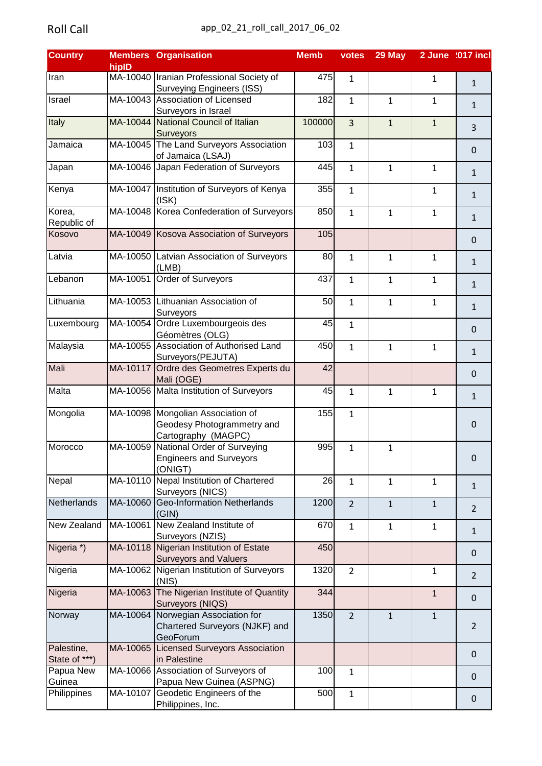Roll Call

app_02_21_roll_call_2017_06_02

| Country | MembershipID | Organisation | Memb | votes | 29 May | 2 June | 2017 incl |
|---|---|---|---|---|---|---|---|
| Iran | MA-10040 | Iranian Professional Society of Surveying Engineers (ISS) | 475 | 1 | | 1 | 1 |
| Israel | MA-10043 | Association of Licensed Surveyors in Israel | 182 | 1 | 1 | 1 | 1 |
| Italy | MA-10044 | National Council of Italian Surveyors | 100000 | 3 | 1 | 1 | 3 |
| Jamaica | MA-10045 | The Land Surveyors Association of Jamaica (LSAJ) | 103 | 1 | | | 0 |
| Japan | MA-10046 | Japan Federation of Surveyors | 445 | 1 | 1 | 1 | 1 |
| Kenya | MA-10047 | Institution of Surveyors of Kenya (ISK) | 355 | 1 | | 1 | 1 |
| Korea, Republic of | MA-10048 | Korea Confederation of Surveyors | 850 | 1 | 1 | 1 | 1 |
| Kosovo | MA-10049 | Kosova Association of Surveyors | 105 | | | | 0 |
| Latvia | MA-10050 | Latvian Association of Surveyors (LMB) | 80 | 1 | 1 | 1 | 1 |
| Lebanon | MA-10051 | Order of Surveyors | 437 | 1 | 1 | 1 | 1 |
| Lithuania | MA-10053 | Lithuanian Association of Surveyors | 50 | 1 | 1 | 1 | 1 |
| Luxembourg | MA-10054 | Ordre Luxembourgeois des Géomètres (OLG) | 45 | 1 | | | 0 |
| Malaysia | MA-10055 | Association of Authorised Land Surveyors(PEJUTA) | 450 | 1 | 1 | 1 | 1 |
| Mali | MA-10117 | Ordre des Geometres Experts du Mali (OGE) | 42 | | | | 0 |
| Malta | MA-10056 | Malta Institution of Surveyors | 45 | 1 | 1 | 1 | 1 |
| Mongolia | MA-10098 | Mongolian Association of Geodesy Photogrammetry and Cartography (MAGPC) | 155 | 1 | | | 0 |
| Morocco | MA-10059 | National Order of Surveying Engineers and Surveyors (ONIGT) | 995 | 1 | 1 | | 0 |
| Nepal | MA-10110 | Nepal Institution of Chartered Surveyors (NICS) | 26 | 1 | 1 | 1 | 1 |
| Netherlands | MA-10060 | Geo-Information Netherlands (GIN) | 1200 | 2 | 1 | 1 | 2 |
| New Zealand | MA-10061 | New Zealand Institute of Surveyors (NZIS) | 670 | 1 | 1 | 1 | 1 |
| Nigeria *) | MA-10118 | Nigerian Institution of Estate Surveyors and Valuers | 450 | | | | 0 |
| Nigeria | MA-10062 | Nigerian Institution of Surveyors (NIS) | 1320 | 2 | | 1 | 2 |
| Nigeria | MA-10063 | The Nigerian Institute of Quantity Surveyors (NIQS) | 344 | | | 1 | 0 |
| Norway | MA-10064 | Norwegian Association for Chartered Surveyors (NJKF) and GeoForum | 1350 | 2 | 1 | 1 | 2 |
| Palestine, State of ***) | MA-10065 | Licensed Surveyors Association in Palestine | | | | | 0 |
| Papua New Guinea | MA-10066 | Association of Surveyors of Papua New Guinea (ASPNG) | 100 | 1 | | | 0 |
| Philippines | MA-10107 | Geodetic Engineers of the Philippines, Inc. | 500 | 1 | | | 0 |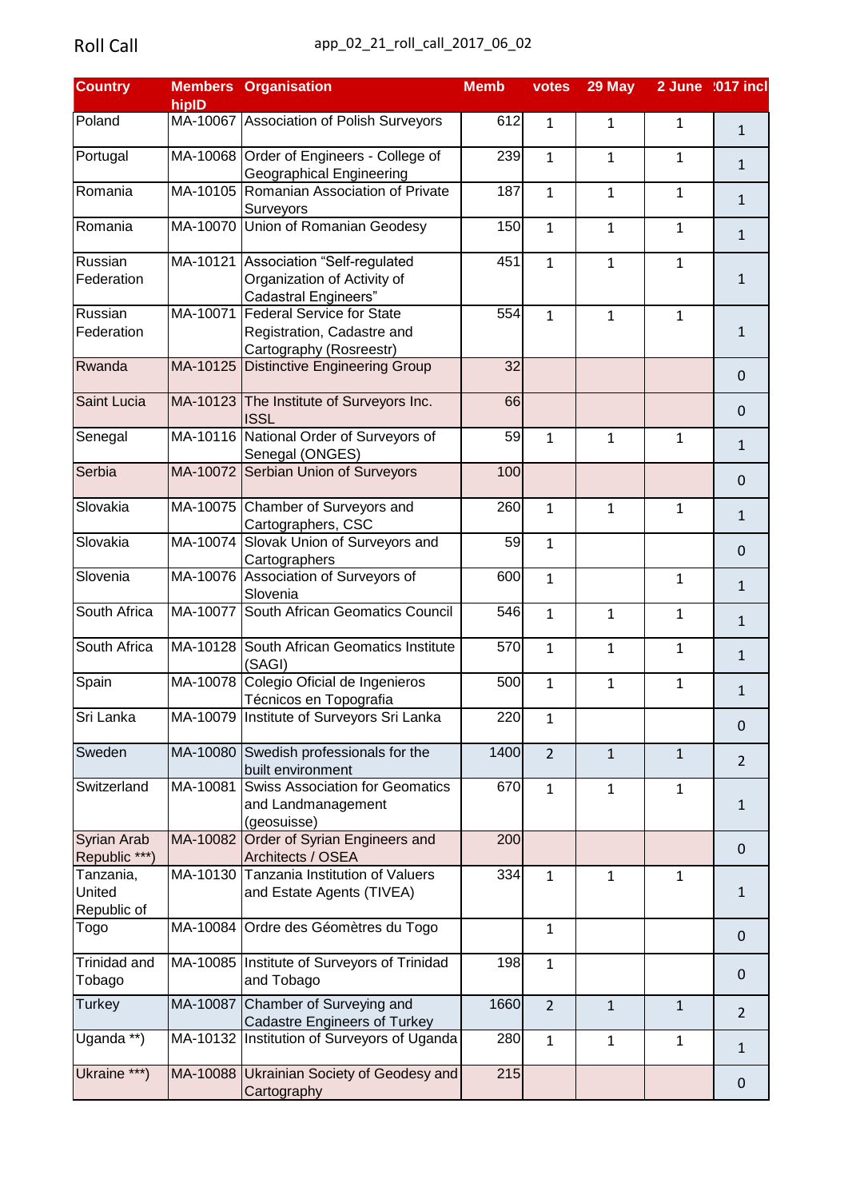Roll Call

app_02_21_roll_call_2017_06_02

| Country | Members hipID | Organisation | Memb | votes | 29 May | 2 June | !017 incl |
|---|---|---|---|---|---|---|---|
| Poland | MA-10067 | Association of Polish Surveyors | 612 | 1 | 1 | 1 | 1 |
| Portugal | MA-10068 | Order of Engineers - College of Geographical Engineering | 239 | 1 | 1 | 1 | 1 |
| Romania | MA-10105 | Romanian Association of Private Surveyors | 187 | 1 | 1 | 1 | 1 |
| Romania | MA-10070 | Union of Romanian Geodesy | 150 | 1 | 1 | 1 | 1 |
| Russian Federation | MA-10121 | Association "Self-regulated Organization of Activity of Cadastral Engineers" | 451 | 1 | 1 | 1 | 1 |
| Russian Federation | MA-10071 | Federal Service for State Registration, Cadastre and Cartography (Rosreestr) | 554 | 1 | 1 | 1 | 1 |
| Rwanda | MA-10125 | Distinctive Engineering Group | 32 | | | | 0 |
| Saint Lucia | MA-10123 | The Institute of Surveyors Inc. ISSL | 66 | | | | 0 |
| Senegal | MA-10116 | National Order of Surveyors of Senegal (ONGES) | 59 | 1 | 1 | 1 | 1 |
| Serbia | MA-10072 | Serbian Union of Surveyors | 100 | | | | 0 |
| Slovakia | MA-10075 | Chamber of Surveyors and Cartographers, CSC | 260 | 1 | 1 | 1 | 1 |
| Slovakia | MA-10074 | Slovak Union of Surveyors and Cartographers | 59 | 1 | | | 0 |
| Slovenia | MA-10076 | Association of Surveyors of Slovenia | 600 | 1 | | 1 | 1 |
| South Africa | MA-10077 | South African Geomatics Council | 546 | 1 | 1 | 1 | 1 |
| South Africa | MA-10128 | South African Geomatics Institute (SAGI) | 570 | 1 | 1 | 1 | 1 |
| Spain | MA-10078 | Colegio Oficial de Ingenieros Técnicos en Topografia | 500 | 1 | 1 | 1 | 1 |
| Sri Lanka | MA-10079 | Institute of Surveyors Sri Lanka | 220 | 1 | | | 0 |
| Sweden | MA-10080 | Swedish professionals for the built environment | 1400 | 2 | 1 | 1 | 2 |
| Switzerland | MA-10081 | Swiss Association for Geomatics and Landmanagement (geosuisse) | 670 | 1 | 1 | 1 | 1 |
| Syrian Arab Republic ***) | MA-10082 | Order of Syrian Engineers and Architects / OSEA | 200 | | | | 0 |
| Tanzania, United Republic of | MA-10130 | Tanzania Institution of Valuers and Estate Agents (TIVEA) | 334 | 1 | 1 | 1 | 1 |
| Togo | MA-10084 | Ordre des Géomètres du Togo | | 1 | | | 0 |
| Trinidad and Tobago | MA-10085 | Institute of Surveyors of Trinidad and Tobago | 198 | 1 | | | 0 |
| Turkey | MA-10087 | Chamber of Surveying and Cadastre Engineers of Turkey | 1660 | 2 | 1 | 1 | 2 |
| Uganda **) | MA-10132 | Institution of Surveyors of Uganda | 280 | 1 | 1 | 1 | 1 |
| Ukraine ***) | MA-10088 | Ukrainian Society of Geodesy and Cartography | 215 | | | | 0 |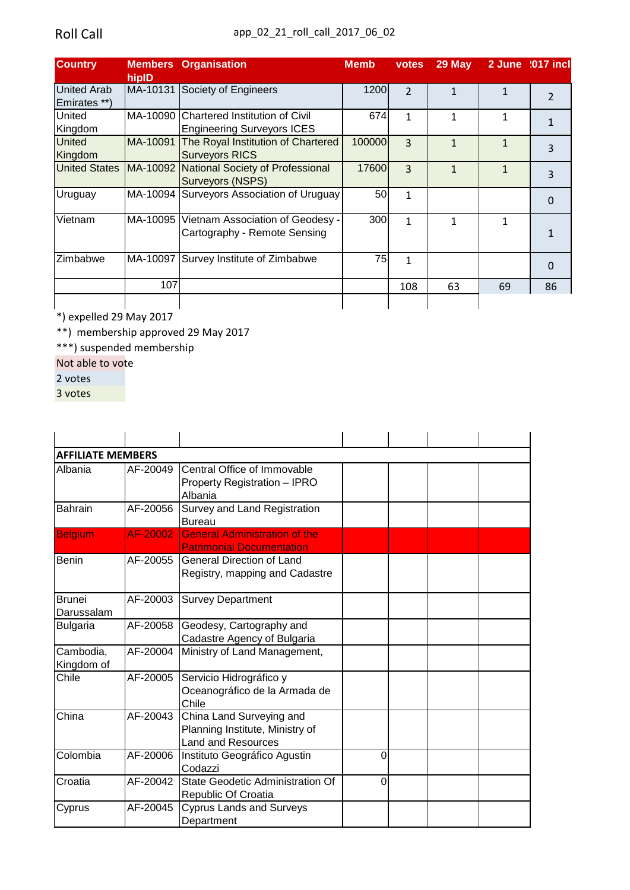Roll Call app_02_21_roll_call_2017_06_02

| Country | MembershipID | Organisation | Memb | votes | 29 May | 2 June | 2017 incl |
|---|---|---|---|---|---|---|---|
| United Arab Emirates **) | MA-10131 | Society of Engineers | 1200 | 2 | 1 | 1 | 2 |
| United Kingdom | MA-10090 | Chartered Institution of Civil Engineering Surveyors ICES | 674 | 1 | 1 | 1 | 1 |
| United Kingdom | MA-10091 | The Royal Institution of Chartered Surveyors RICS | 100000 | 3 | 1 | 1 | 3 |
| United States | MA-10092 | National Society of Professional Surveyors (NSPS) | 17600 | 3 | 1 | 1 | 3 |
| Uruguay | MA-10094 | Surveyors Association of Uruguay | 50 | 1 | | | 0 |
| Vietnam | MA-10095 | Vietnam Association of Geodesy - Cartography - Remote Sensing | 300 | 1 | 1 | 1 | 1 |
| Zimbabwe | MA-10097 | Survey Institute of Zimbabwe | 75 | 1 | | | 0 |
| | 107 | | | 108 | 63 | 69 | 86 |

*) expelled 29 May 2017

**) membership approved 29 May 2017

***) suspended membership

Not able to vote

2 votes

3 votes

| | | | | | | |
|---|---|---|---|---|---|---|
| **AFFILIATE MEMBERS** | | | | | | |
| Albania | AF-20049 | Central Office of Immovable Property Registration – IPRO Albania | | | | |
| Bahrain | AF-20056 | Survey and Land Registration Bureau | | | | |
| Belgium | AF-20002 | General Administration of the Patrimonial Documentation | | | | |
| Benin | AF-20055 | General Direction of Land Registry, mapping and Cadastre | | | | |
| Brunei Darussalam | AF-20003 | Survey Department | | | | |
| Bulgaria | AF-20058 | Geodesy, Cartography and Cadastre Agency of Bulgaria | | | | |
| Cambodia, Kingdom of | AF-20004 | Ministry of Land Management, | | | | |
| Chile | AF-20005 | Servicio Hidrográfico y Oceanográfico de la Armada de Chile | | | | |
| China | AF-20043 | China Land Surveying and Planning Institute, Ministry of Land and Resources | | | | |
| Colombia | AF-20006 | Instituto Geográfico Agustin Codazzi | 0 | | | |
| Croatia | AF-20042 | State Geodetic Administration Of Republic Of Croatia | 0 | | | |
| Cyprus | AF-20045 | Cyprus Lands and Surveys Department | | | | |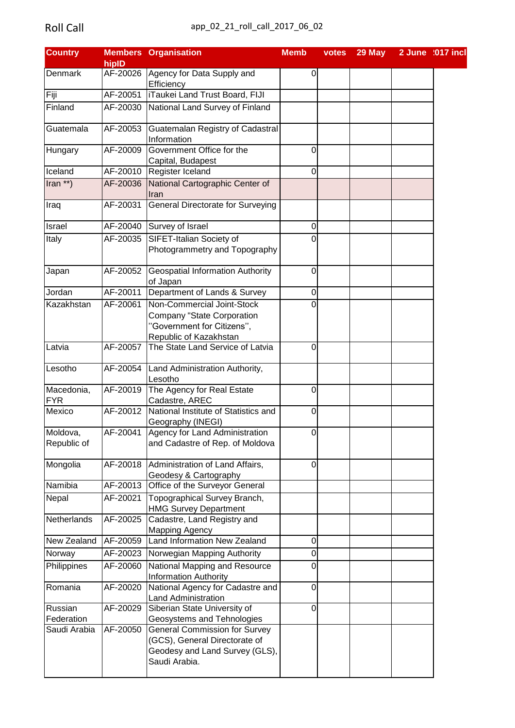Roll Call

app_02_21_roll_call_2017_06_02

| Country | MembershipID | Organisation | Memb | votes | 29 May | 2 June | 2017 incl |
|---|---|---|---|---|---|---|---|
| Denmark | AF-20026 | Agency for Data Supply and Efficiency | 0 | | | | |
| Fiji | AF-20051 | iTaukei Land Trust Board, FIJI | | | | | |
| Finland | AF-20030 | National Land Survey of Finland | | | | | |
| Guatemala | AF-20053 | Guatemalan Registry of Cadastral Information | | | | | |
| Hungary | AF-20009 | Government Office for the Capital, Budapest | 0 | | | | |
| Iceland | AF-20010 | Register Iceland | 0 | | | | |
| Iran **) | AF-20036 | National Cartographic Center of Iran | | | | | |
| Iraq | AF-20031 | General Directorate for Surveying | | | | | |
| Israel | AF-20040 | Survey of Israel | 0 | | | | |
| Italy | AF-20035 | SIFET-Italian Society of Photogrammetry and Topography | 0 | | | | |
| Japan | AF-20052 | Geospatial Information Authority of Japan | 0 | | | | |
| Jordan | AF-20011 | Department of Lands & Survey | 0 | | | | |
| Kazakhstan | AF-20061 | Non-Commercial Joint-Stock Company "State Corporation "Government for Citizens", Republic of Kazakhstan | 0 | | | | |
| Latvia | AF-20057 | The State Land Service of Latvia | 0 | | | | |
| Lesotho | AF-20054 | Land Administration Authority, Lesotho | | | | | |
| Macedonia, FYR | AF-20019 | The Agency for Real Estate Cadastre, AREC | 0 | | | | |
| Mexico | AF-20012 | National Institute of Statistics and Geography (INEGI) | 0 | | | | |
| Moldova, Republic of | AF-20041 | Agency for Land Administration and Cadastre of Rep. of Moldova | 0 | | | | |
| Mongolia | AF-20018 | Administration of Land Affairs, Geodesy & Cartography | 0 | | | | |
| Namibia | AF-20013 | Office of the Surveyor General | | | | | |
| Nepal | AF-20021 | Topographical Survey Branch, HMG Survey Department | | | | | |
| Netherlands | AF-20025 | Cadastre, Land Registry and Mapping Agency | | | | | |
| New Zealand | AF-20059 | Land Information New Zealand | 0 | | | | |
| Norway | AF-20023 | Norwegian Mapping Authority | 0 | | | | |
| Philippines | AF-20060 | National Mapping and Resource Information Authority | 0 | | | | |
| Romania | AF-20020 | National Agency for Cadastre and Land Administration | 0 | | | | |
| Russian Federation | AF-20029 | Siberian State University of Geosystems and Tehnologies | 0 | | | | |
| Saudi Arabia | AF-20050 | General Commission for Survey (GCS), General Directorate of Geodesy and Land Survey (GLS), Saudi Arabia. | | | | | |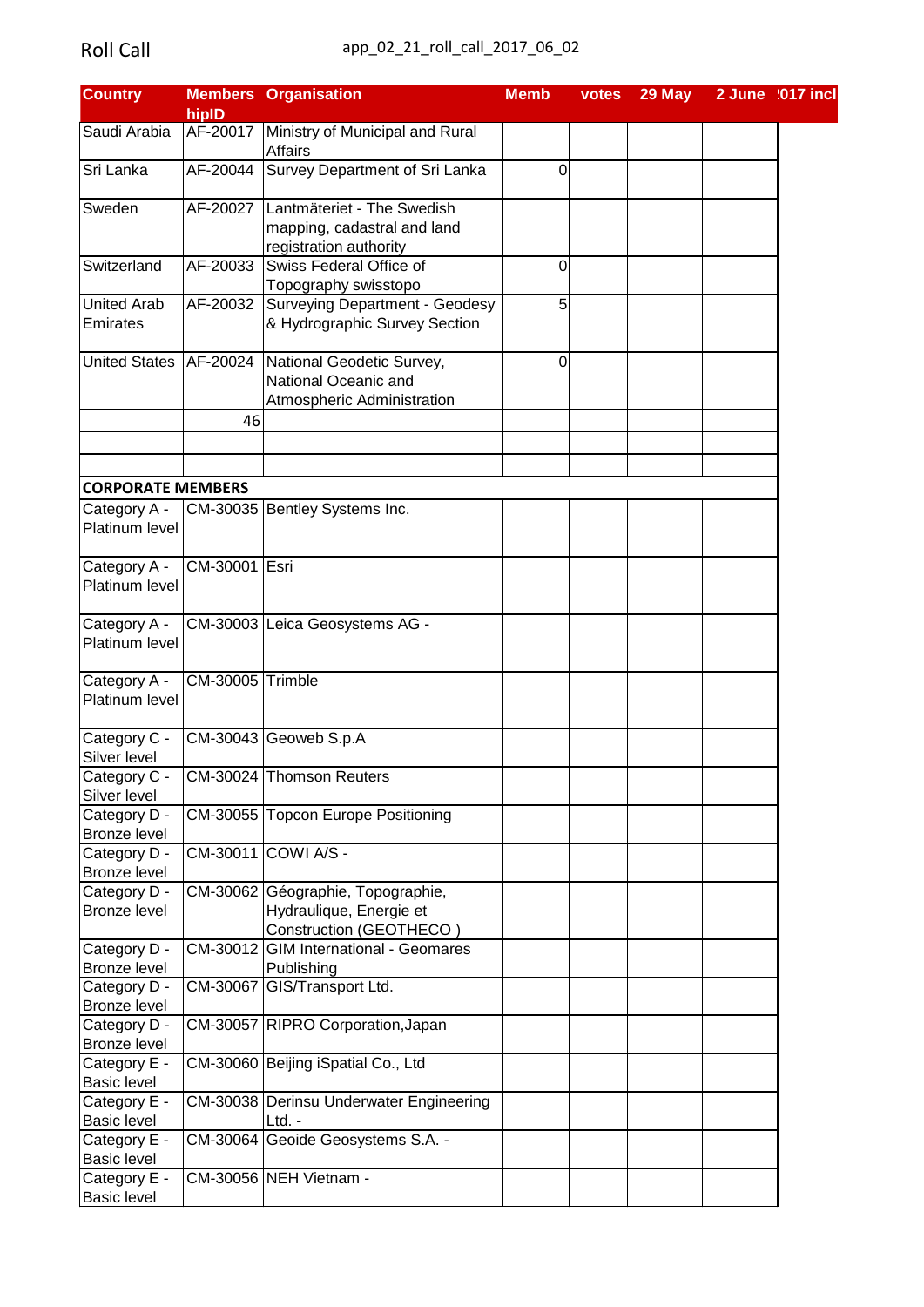Roll Call app_02_21_roll_call_2017_06_02

| Country | MembershipID | Organisation | Memb | votes | 29 May | 2 June | 2017 incl |
|---|---|---|---|---|---|---|---|
| Saudi Arabia | AF-20017 | Ministry of Municipal and Rural Affairs | | | | | |
| Sri Lanka | AF-20044 | Survey Department of Sri Lanka | 0 | | | | |
| Sweden | AF-20027 | Lantmäteriet - The Swedish mapping, cadastral and land registration authority | | | | | |
| Switzerland | AF-20033 | Swiss Federal Office of Topography swisstopo | 0 | | | | |
| United Arab Emirates | AF-20032 | Surveying Department - Geodesy & Hydrographic Survey Section | 5 | | | | |
| United States | AF-20024 | National Geodetic Survey, National Oceanic and Atmospheric Administration | 0 | | | | |
| | 46 | | | | | | |
| | | | | | | | |
| | | | | | | | |
| **CORPORATE MEMBERS** | | | | | | | |
| Category A - Platinum level | CM-30035 | Bentley Systems Inc. | | | | | |
| Category A - Platinum level | CM-30001 | Esri | | | | | |
| Category A - Platinum level | CM-30003 | Leica Geosystems AG - | | | | | |
| Category A - Platinum level | CM-30005 | Trimble | | | | | |
| Category C - Silver level | CM-30043 | Geoweb S.p.A | | | | | |
| Category C - Silver level | CM-30024 | Thomson Reuters | | | | | |
| Category D - Bronze level | CM-30055 | Topcon Europe Positioning | | | | | |
| Category D - Bronze level | CM-30011 | COWI A/S - | | | | | |
| Category D - Bronze level | CM-30062 | Géographie, Topographie, Hydraulique, Energie et Construction (GEOTHECO ) | | | | | |
| Category D - Bronze level | CM-30012 | GIM International - Geomares Publishing | | | | | |
| Category D - Bronze level | CM-30067 | GIS/Transport Ltd. | | | | | |
| Category D - Bronze level | CM-30057 | RIPRO Corporation,Japan | | | | | |
| Category E - Basic level | CM-30060 | Beijing iSpatial Co., Ltd | | | | | |
| Category E - Basic level | CM-30038 | Derinsu Underwater Engineering Ltd. - | | | | | |
| Category E - Basic level | CM-30064 | Geoide Geosystems S.A. - | | | | | |
| Category E - Basic level | CM-30056 | NEH Vietnam - | | | | | |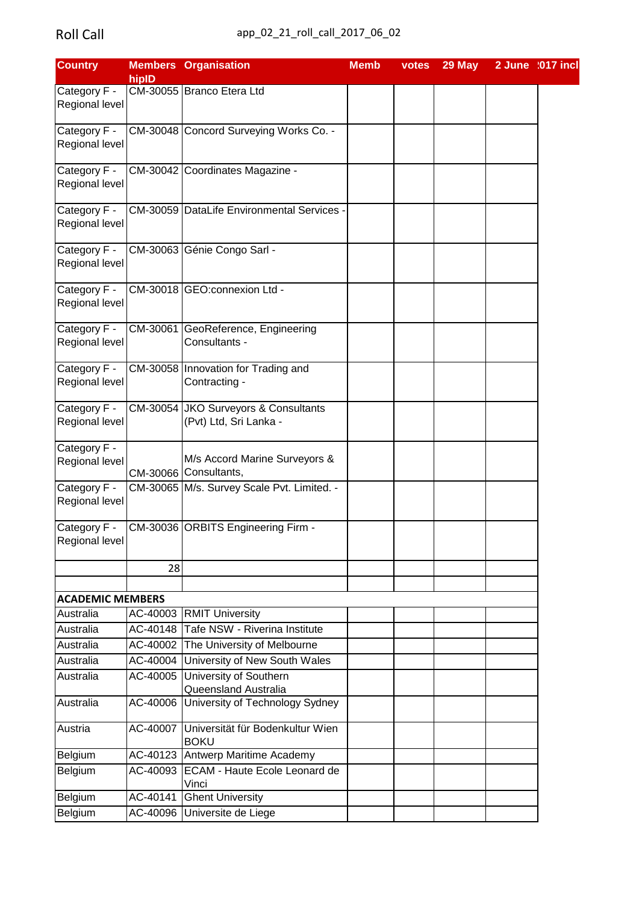Roll Call

app_02_21_roll_call_2017_06_02

| Country | MembershipID | Organisation | Memb | votes | 29 May | 2 June | 2017 incl |
|---|---|---|---|---|---|---|---|
| Category F - Regional level | CM-30055 | Branco Etera Ltd | | | | | |
| Category F - Regional level | CM-30048 | Concord Surveying Works Co. - | | | | | |
| Category F - Regional level | CM-30042 | Coordinates Magazine - | | | | | |
| Category F - Regional level | CM-30059 | DataLife Environmental Services - | | | | | |
| Category F - Regional level | CM-30063 | Génie Congo Sarl - | | | | | |
| Category F - Regional level | CM-30018 | GEO:connexion Ltd - | | | | | |
| Category F - Regional level | CM-30061 | GeoReference, Engineering Consultants - | | | | | |
| Category F - Regional level | CM-30058 | Innovation for Trading and Contracting - | | | | | |
| Category F - Regional level | CM-30054 | JKO Surveyors & Consultants (Pvt) Ltd, Sri Lanka - | | | | | |
| Category F - Regional level | CM-30066 | M/s Accord Marine Surveyors & Consultants, | | | | | |
| Category F - Regional level | CM-30065 | M/s. Survey Scale Pvt. Limited. - | | | | | |
| Category F - Regional level | CM-30036 | ORBITS Engineering Firm - | | | | | |
| | 28 | | | | | | |
| | | | | | | | |
| **ACADEMIC MEMBERS** | | | | | | | |
| Australia | AC-40003 | RMIT University | | | | | |
| Australia | AC-40148 | Tafe NSW - Riverina Institute | | | | | |
| Australia | AC-40002 | The University of Melbourne | | | | | |
| Australia | AC-40004 | University of New South Wales | | | | | |
| Australia | AC-40005 | University of Southern Queensland Australia | | | | | |
| Australia | AC-40006 | University of Technology Sydney | | | | | |
| Austria | AC-40007 | Universität für Bodenkultur Wien BOKU | | | | | |
| Belgium | AC-40123 | Antwerp Maritime Academy | | | | | |
| Belgium | AC-40093 | ECAM - Haute Ecole Leonard de Vinci | | | | | |
| Belgium | AC-40141 | Ghent University | | | | | |
| Belgium | AC-40096 | Universite de Liege | | | | | |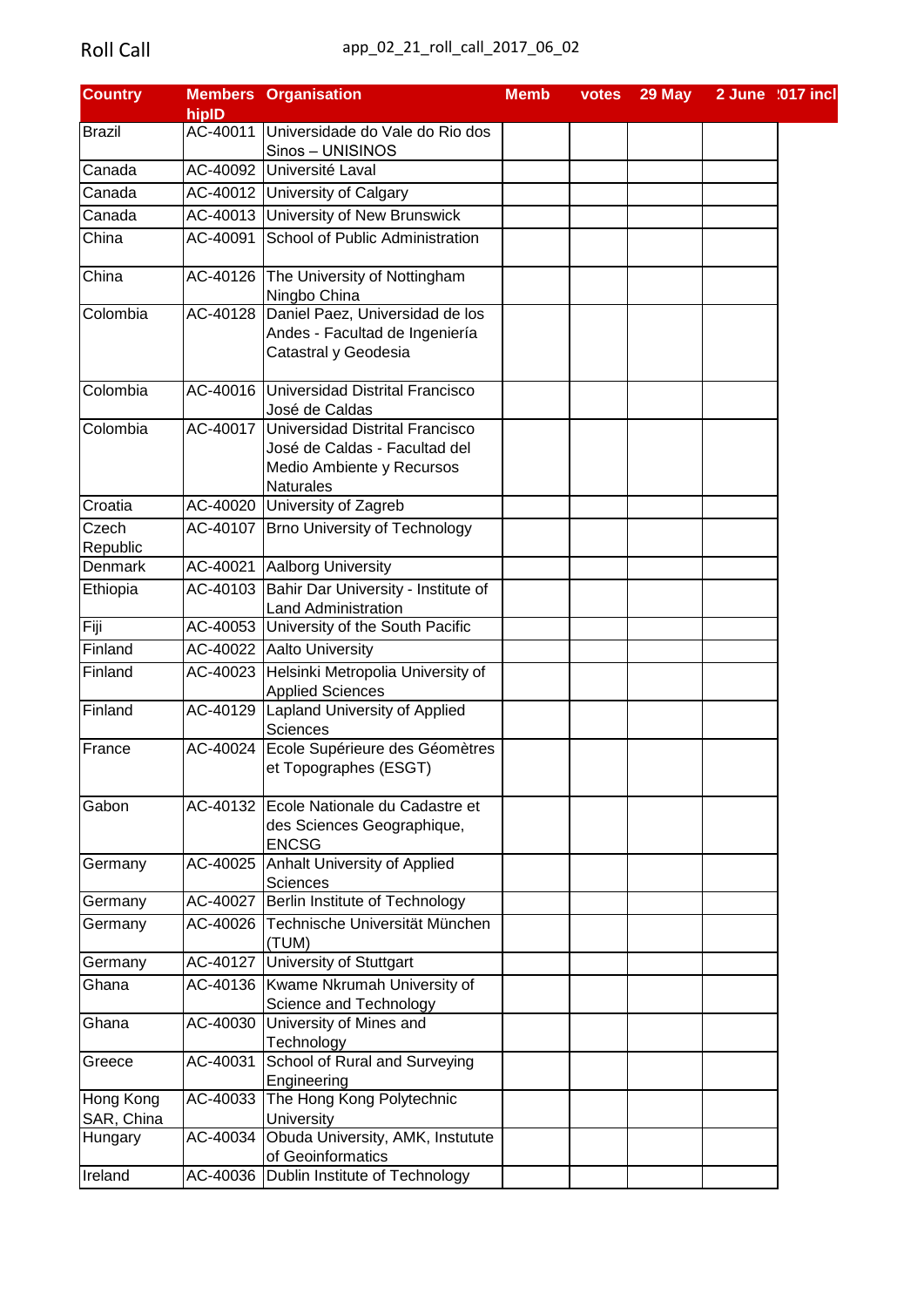Roll Call app_02_21_roll_call_2017_06_02

| Country | MembershipID | Organisation | Memb | votes | 29 May | 2 June | 2017 incl |
|---|---|---|---|---|---|---|---|
| Brazil | AC-40011 | Universidade do Vale do Rio dos Sinos – UNISINOS | | | | | |
| Canada | AC-40092 | Université Laval | | | | | |
| Canada | AC-40012 | University of Calgary | | | | | |
| Canada | AC-40013 | University of New Brunswick | | | | | |
| China | AC-40091 | School of Public Administration | | | | | |
| China | AC-40126 | The University of Nottingham Ningbo China | | | | | |
| Colombia | AC-40128 | Daniel Paez, Universidad de los Andes - Facultad de Ingeniería Catastral y Geodesia | | | | | |
| Colombia | AC-40016 | Universidad Distrital Francisco José de Caldas | | | | | |
| Colombia | AC-40017 | Universidad Distrital Francisco José de Caldas - Facultad del Medio Ambiente y Recursos Naturales | | | | | |
| Croatia | AC-40020 | University of Zagreb | | | | | |
| Czech Republic | AC-40107 | Brno University of Technology | | | | | |
| Denmark | AC-40021 | Aalborg University | | | | | |
| Ethiopia | AC-40103 | Bahir Dar University - Institute of Land Administration | | | | | |
| Fiji | AC-40053 | University of the South Pacific | | | | | |
| Finland | AC-40022 | Aalto University | | | | | |
| Finland | AC-40023 | Helsinki Metropolia University of Applied Sciences | | | | | |
| Finland | AC-40129 | Lapland University of Applied Sciences | | | | | |
| France | AC-40024 | Ecole Supérieure des Géomètres et Topographes (ESGT) | | | | | |
| Gabon | AC-40132 | Ecole Nationale du Cadastre et des Sciences Geographique, ENCSG | | | | | |
| Germany | AC-40025 | Anhalt University of Applied Sciences | | | | | |
| Germany | AC-40027 | Berlin Institute of Technology | | | | | |
| Germany | AC-40026 | Technische Universität München (TUM) | | | | | |
| Germany | AC-40127 | University of Stuttgart | | | | | |
| Ghana | AC-40136 | Kwame Nkrumah University of Science and Technology | | | | | |
| Ghana | AC-40030 | University of Mines and Technology | | | | | |
| Greece | AC-40031 | School of Rural and Surveying Engineering | | | | | |
| Hong Kong SAR, China | AC-40033 | The Hong Kong Polytechnic University | | | | | |
| Hungary | AC-40034 | Obuda University, AMK, Instutute of Geoinformatics | | | | | |
| Ireland | AC-40036 | Dublin Institute of Technology | | | | | |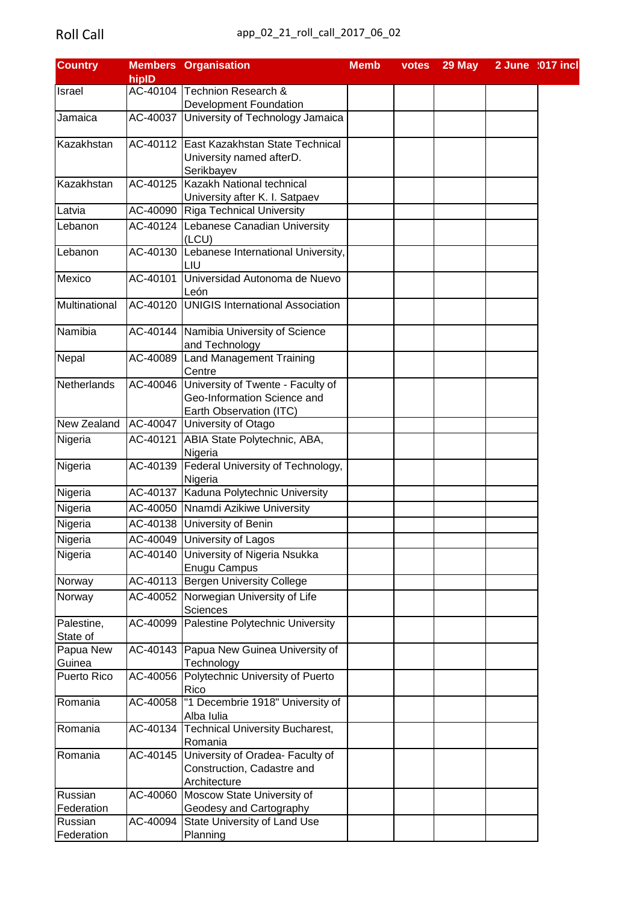| Country | MembershipID | Organisation | Memb | votes | 29 May | 2 June | 2017 incl |
|---|---|---|---|---|---|---|---|
| Israel | AC-40104 | Technion Research & Development Foundation | | | | | |
| Jamaica | AC-40037 | University of Technology Jamaica | | | | | |
| Kazakhstan | AC-40112 | East Kazakhstan State Technical University named afterD. Serikbayev | | | | | |
| Kazakhstan | AC-40125 | Kazakh National technical University after K. I. Satpaev | | | | | |
| Latvia | AC-40090 | Riga Technical University | | | | | |
| Lebanon | AC-40124 | Lebanese Canadian University (LCU) | | | | | |
| Lebanon | AC-40130 | Lebanese International University, LIU | | | | | |
| Mexico | AC-40101 | Universidad Autonoma de Nuevo León | | | | | |
| Multinational | AC-40120 | UNIGIS International Association | | | | | |
| Namibia | AC-40144 | Namibia University of Science and Technology | | | | | |
| Nepal | AC-40089 | Land Management Training Centre | | | | | |
| Netherlands | AC-40046 | University of Twente - Faculty of Geo-Information Science and Earth Observation (ITC) | | | | | |
| New Zealand | AC-40047 | University of Otago | | | | | |
| Nigeria | AC-40121 | ABIA State Polytechnic, ABA, Nigeria | | | | | |
| Nigeria | AC-40139 | Federal University of Technology, Nigeria | | | | | |
| Nigeria | AC-40137 | Kaduna Polytechnic University | | | | | |
| Nigeria | AC-40050 | Nnamdi Azikiwe University | | | | | |
| Nigeria | AC-40138 | University of Benin | | | | | |
| Nigeria | AC-40049 | University of Lagos | | | | | |
| Nigeria | AC-40140 | University of Nigeria Nsukka Enugu Campus | | | | | |
| Norway | AC-40113 | Bergen University College | | | | | |
| Norway | AC-40052 | Norwegian University of Life Sciences | | | | | |
| Palestine, State of | AC-40099 | Palestine Polytechnic University | | | | | |
| Papua New Guinea | AC-40143 | Papua New Guinea University of Technology | | | | | |
| Puerto Rico | AC-40056 | Polytechnic University of Puerto Rico | | | | | |
| Romania | AC-40058 | "1 Decembrie 1918" University of Alba Iulia | | | | | |
| Romania | AC-40134 | Technical University Bucharest, Romania | | | | | |
| Romania | AC-40145 | University of Oradea- Faculty of Construction, Cadastre and Architecture | | | | | |
| Russian Federation | AC-40060 | Moscow State University of Geodesy and Cartography | | | | | |
| Russian Federation | AC-40094 | State University of Land Use Planning | | | | | |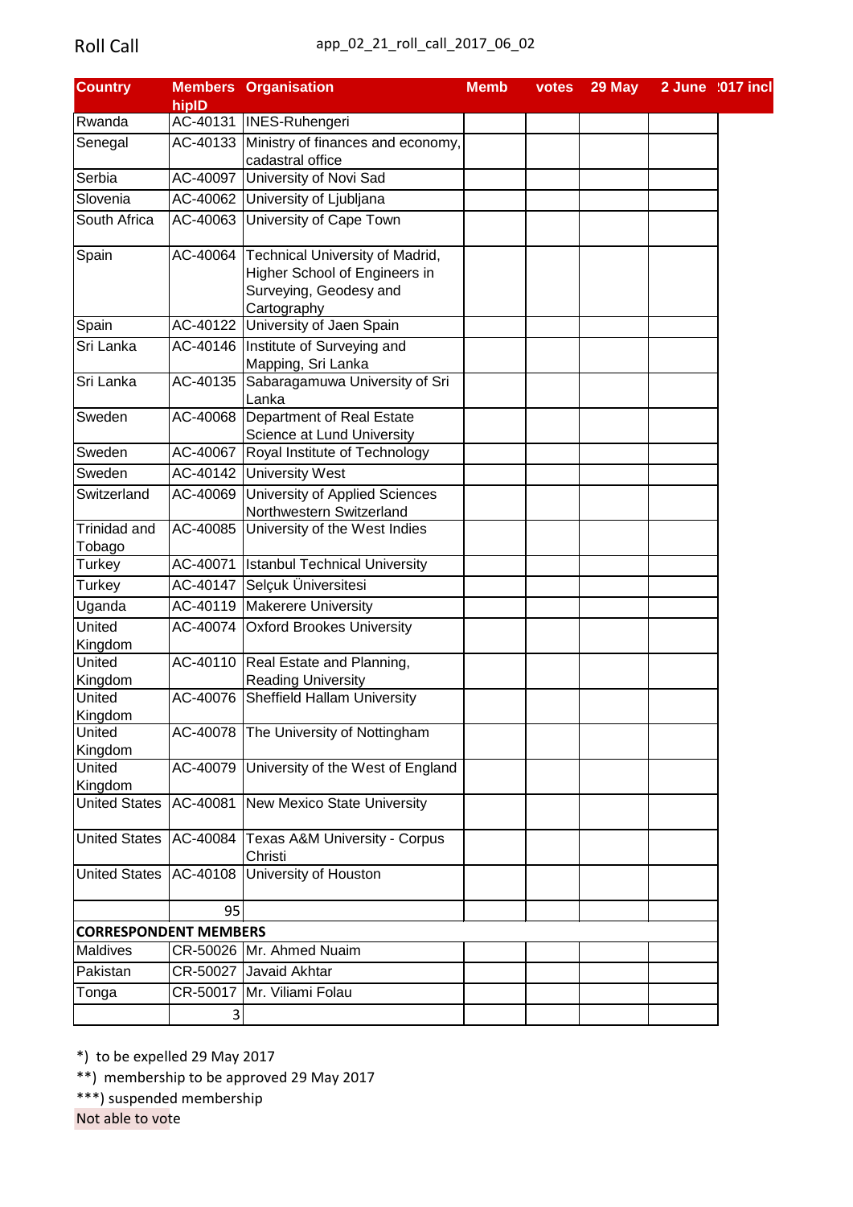Roll Call app_02_21_roll_call_2017_06_02

| Country | MembershipID | Organisation | Memb | votes | 29 May | 2 June | 2017 incl |
|---|---|---|---|---|---|---|---|
| Rwanda | AC-40131 | INES-Ruhengeri | | | | | |
| Senegal | AC-40133 | Ministry of finances and economy, cadastral office | | | | | |
| Serbia | AC-40097 | University of Novi Sad | | | | | |
| Slovenia | AC-40062 | University of Ljubljana | | | | | |
| South Africa | AC-40063 | University of Cape Town | | | | | |
| Spain | AC-40064 | Technical University of Madrid, Higher School of Engineers in Surveying, Geodesy and Cartography | | | | | |
| Spain | AC-40122 | University of Jaen Spain | | | | | |
| Sri Lanka | AC-40146 | Institute of Surveying and Mapping, Sri Lanka | | | | | |
| Sri Lanka | AC-40135 | Sabaragamuwa University of Sri Lanka | | | | | |
| Sweden | AC-40068 | Department of Real Estate Science at Lund University | | | | | |
| Sweden | AC-40067 | Royal Institute of Technology | | | | | |
| Sweden | AC-40142 | University West | | | | | |
| Switzerland | AC-40069 | University of Applied Sciences Northwestern Switzerland | | | | | |
| Trinidad and Tobago | AC-40085 | University of the West Indies | | | | | |
| Turkey | AC-40071 | Istanbul Technical University | | | | | |
| Turkey | AC-40147 | Selçuk Üniversitesi | | | | | |
| Uganda | AC-40119 | Makerere University | | | | | |
| United Kingdom | AC-40074 | Oxford Brookes University | | | | | |
| United Kingdom | AC-40110 | Real Estate and Planning, Reading University | | | | | |
| United Kingdom | AC-40076 | Sheffield Hallam University | | | | | |
| United Kingdom | AC-40078 | The University of Nottingham | | | | | |
| United Kingdom | AC-40079 | University of the West of England | | | | | |
| United States | AC-40081 | New Mexico State University | | | | | |
| United States | AC-40084 | Texas A&M University - Corpus Christi | | | | | |
| United States | AC-40108 | University of Houston | | | | | |
| | 95 | | | | | | |
| **CORRESPONDENT MEMBERS** | | | | | | | |
| Maldives | CR-50026 | Mr. Ahmed Nuaim | | | | | |
| Pakistan | CR-50027 | Javaid Akhtar | | | | | |
| Tonga | CR-50017 | Mr. Viliami Folau | | | | | |
| | 3 | | | | | | |

*) to be expelled 29 May 2017

**) membership to be approved 29 May 2017

***) suspended membership

Not able to vote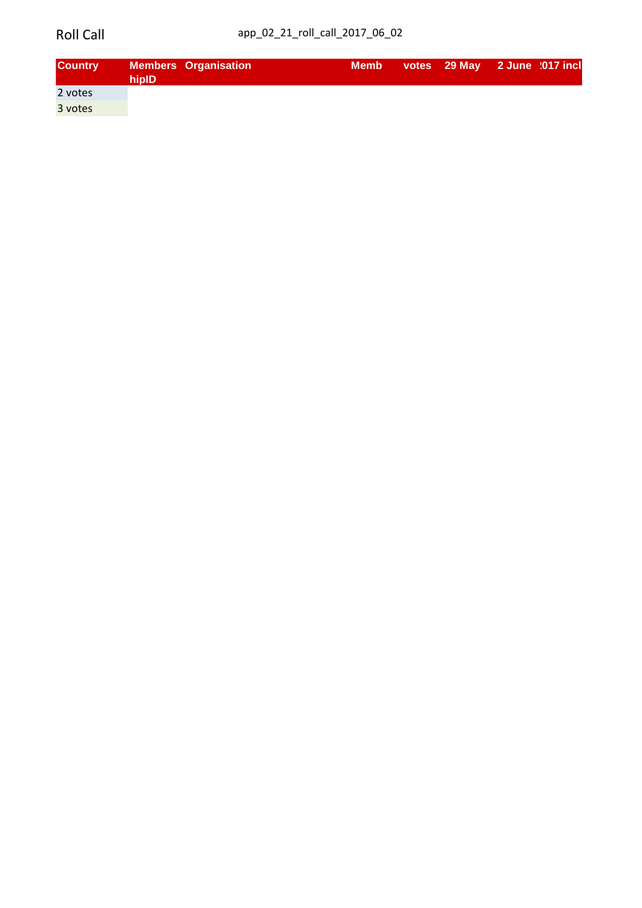Roll Call app_02_21_roll_call_2017_06_02

| Country | MembershipID | Organisation | Memb | votes | 29 May | 2 June | 2017 incl |
|---|---|---|---|---|---|---|---|
| 2 votes | | | | | | | |
| 3 votes | | | | | | | |